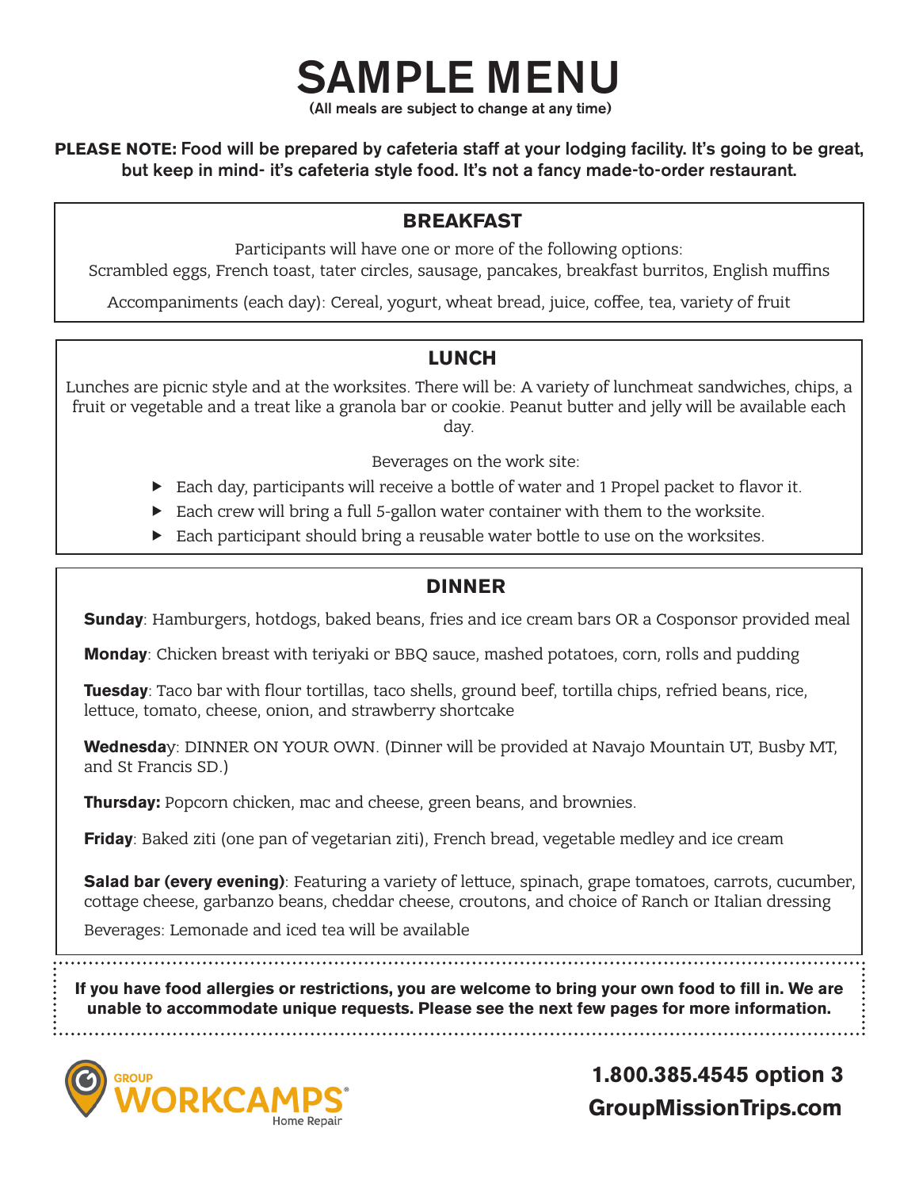# SAMPLE MENU

**(All meals are subject to change at any time)**

**PLEASE NOTE: Food will be prepared by cafeteria staff at your lodging facility. It's going to be great, but keep in mind- it's cafeteria style food. It's not a fancy made-to-order restaurant.**

## BREAKFAST

Participants will have one or more of the following options:
Scrambled eggs, French toast, tater circles, sausage, pancakes, breakfast burritos, English muffins

Accompaniments (each day): Cereal, yogurt, wheat bread, juice, coffee, tea, variety of fruit

## LUNCH

Lunches are picnic style and at the worksites. There will be: A variety of lunchmeat sandwiches, chips, a fruit or vegetable and a treat like a granola bar or cookie. Peanut butter and jelly will be available each day.

Beverages on the work site:

- Each day, participants will receive a bottle of water and 1 Propel packet to flavor it.
- Each crew will bring a full 5-gallon water container with them to the worksite.
- Each participant should bring a reusable water bottle to use on the worksites.

## DINNER

**Sunday**: Hamburgers, hotdogs, baked beans, fries and ice cream bars OR a Cosponsor provided meal

**Monday**: Chicken breast with teriyaki or BBQ sauce, mashed potatoes, corn, rolls and pudding

**Tuesday**: Taco bar with flour tortillas, taco shells, ground beef, tortilla chips, refried beans, rice, lettuce, tomato, cheese, onion, and strawberry shortcake

**Wednesday**: DINNER ON YOUR OWN. (Dinner will be provided at Navajo Mountain UT, Busby MT, and St Francis SD.)

**Thursday:** Popcorn chicken, mac and cheese, green beans, and brownies.

**Friday**: Baked ziti (one pan of vegetarian ziti), French bread, vegetable medley and ice cream

**Salad bar (every evening)**: Featuring a variety of lettuce, spinach, grape tomatoes, carrots, cucumber, cottage cheese, garbanzo beans, cheddar cheese, croutons, and choice of Ranch or Italian dressing

Beverages: Lemonade and iced tea will be available

**If you have food allergies or restrictions, you are welcome to bring your own food to fill in. We are unable to accommodate unique requests. Please see the next few pages for more information.**

GROUP WORKCAMPS® Home Repair

**1.800.385.4545 option 3**
**GroupMissionTrips.com**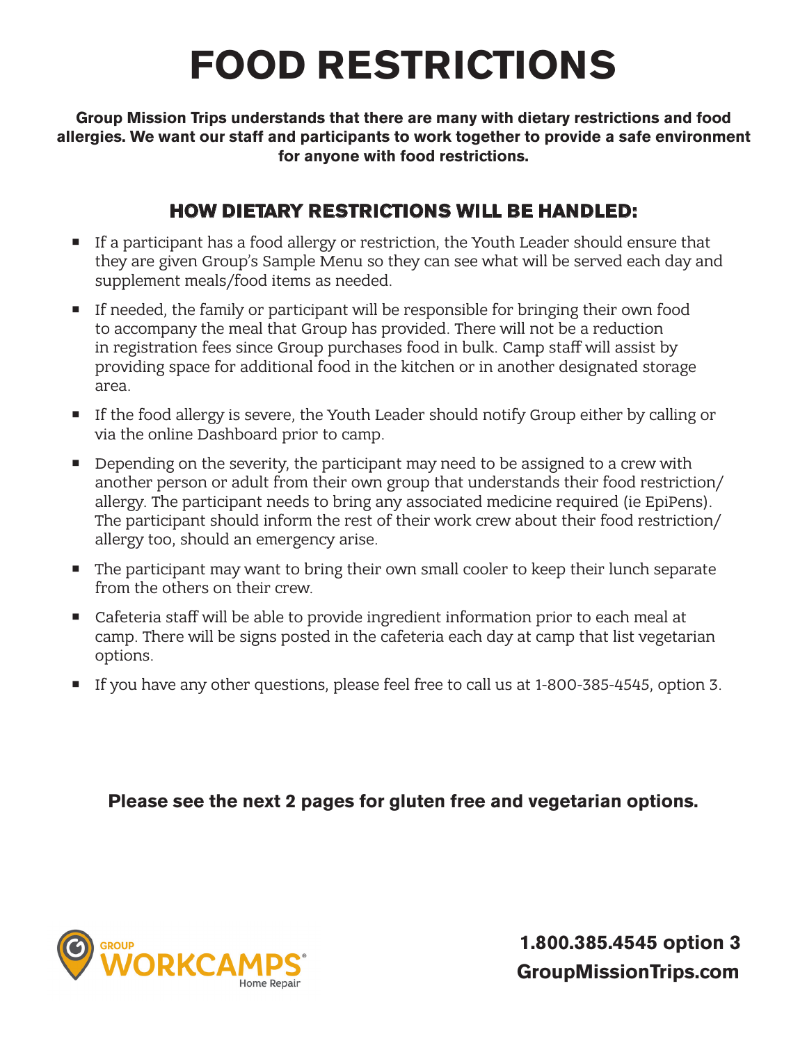# FOOD RESTRICTIONS

**Group Mission Trips understands that there are many with dietary restrictions and food allergies. We want our staff and participants to work together to provide a safe environment for anyone with food restrictions.**

## HOW DIETARY RESTRICTIONS WILL BE HANDLED:

- If a participant has a food allergy or restriction, the Youth Leader should ensure that they are given Group's Sample Menu so they can see what will be served each day and supplement meals/food items as needed.
- If needed, the family or participant will be responsible for bringing their own food to accompany the meal that Group has provided. There will not be a reduction in registration fees since Group purchases food in bulk. Camp staff will assist by providing space for additional food in the kitchen or in another designated storage area.
- If the food allergy is severe, the Youth Leader should notify Group either by calling or via the online Dashboard prior to camp.
- Depending on the severity, the participant may need to be assigned to a crew with another person or adult from their own group that understands their food restriction/allergy. The participant needs to bring any associated medicine required (ie EpiPens). The participant should inform the rest of their work crew about their food restriction/allergy too, should an emergency arise.
- The participant may want to bring their own small cooler to keep their lunch separate from the others on their crew.
- Cafeteria staff will be able to provide ingredient information prior to each meal at camp. There will be signs posted in the cafeteria each day at camp that list vegetarian options.
- If you have any other questions, please feel free to call us at 1-800-385-4545, option 3.

**Please see the next 2 pages for gluten free and vegetarian options.**

GROUP WORKCAMPS® Home Repair

**1.800.385.4545 option 3**
**GroupMissionTrips.com**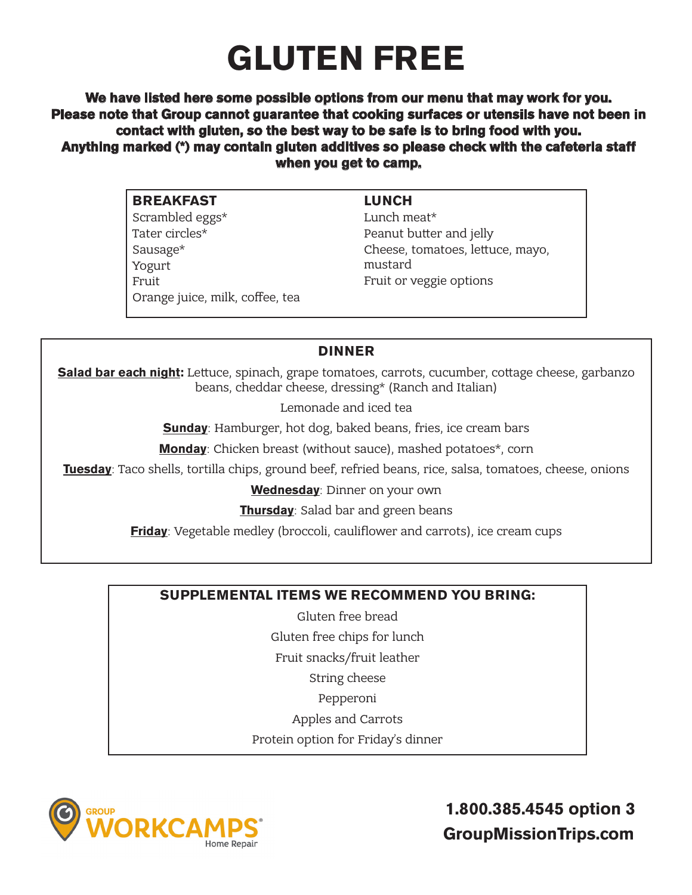# GLUTEN FREE

**We have listed here some possible options from our menu that may work for you. Please note that Group cannot guarantee that cooking surfaces or utensils have not been in contact with gluten, so the best way to be safe is to bring food with you. Anything marked (*) may contain gluten additives so please check with the cafeteria staff when you get to camp.**

### BREAKFAST

Scrambled eggs*
Tater circles*
Sausage*
Yogurt
Fruit
Orange juice, milk, coffee, tea

### LUNCH

Lunch meat*
Peanut butter and jelly
Cheese, tomatoes, lettuce, mayo, mustard
Fruit or veggie options

### DINNER

**Salad bar each night:** Lettuce, spinach, grape tomatoes, carrots, cucumber, cottage cheese, garbanzo beans, cheddar cheese, dressing* (Ranch and Italian)

Lemonade and iced tea

**Sunday**: Hamburger, hot dog, baked beans, fries, ice cream bars

**Monday**: Chicken breast (without sauce), mashed potatoes*, corn

**Tuesday**: Taco shells, tortilla chips, ground beef, refried beans, rice, salsa, tomatoes, cheese, onions

**Wednesday**: Dinner on your own

**Thursday**: Salad bar and green beans

**Friday**: Vegetable medley (broccoli, cauliflower and carrots), ice cream cups

### SUPPLEMENTAL ITEMS WE RECOMMEND YOU BRING:

Gluten free bread
Gluten free chips for lunch
Fruit snacks/fruit leather
String cheese
Pepperoni
Apples and Carrots
Protein option for Friday's dinner

GROUP WORKCAMPS® Home Repair

**1.800.385.4545 option 3**
**GroupMissionTrips.com**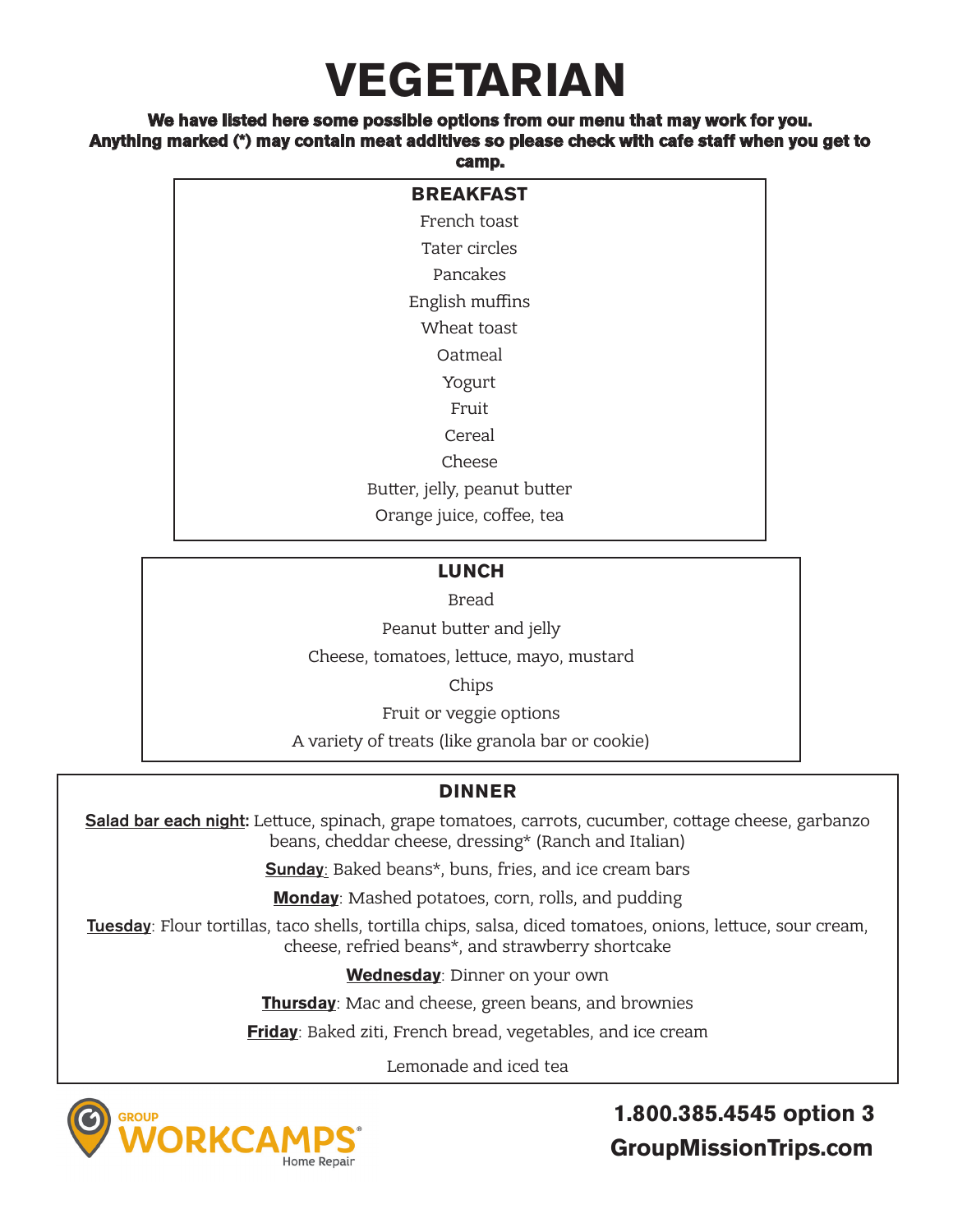# VEGETARIAN

**We have listed here some possible options from our menu that may work for you. Anything marked (*) may contain meat additives so please check with cafe staff when you get to camp.**

## BREAKFAST

French toast

Tater circles

Pancakes

English muffins

Wheat toast

Oatmeal

Yogurt

Fruit

Cereal

Cheese

Butter, jelly, peanut butter

Orange juice, coffee, tea

## LUNCH

Bread

Peanut butter and jelly

Cheese, tomatoes, lettuce, mayo, mustard

Chips

Fruit or veggie options

A variety of treats (like granola bar or cookie)

## DINNER

**Salad bar each night:** Lettuce, spinach, grape tomatoes, carrots, cucumber, cottage cheese, garbanzo beans, cheddar cheese, dressing* (Ranch and Italian)

**Sunday**: Baked beans*, buns, fries, and ice cream bars

**Monday**: Mashed potatoes, corn, rolls, and pudding

**Tuesday**: Flour tortillas, taco shells, tortilla chips, salsa, diced tomatoes, onions, lettuce, sour cream, cheese, refried beans*, and strawberry shortcake

**Wednesday**: Dinner on your own

**Thursday**: Mac and cheese, green beans, and brownies

**Friday**: Baked ziti, French bread, vegetables, and ice cream

Lemonade and iced tea

GROUP WORKCAMPS® Home Repair

**1.800.385.4545 option 3**

**GroupMissionTrips.com**